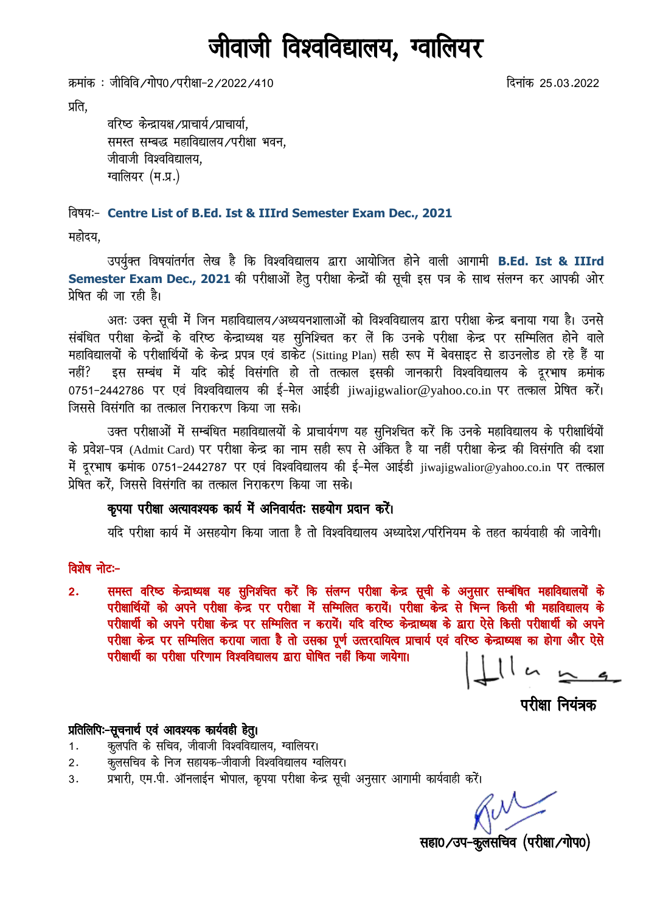# जीवाजी विश्वविद्यालय, ग्वालियर

क्रमांक : जीविवि/गोप0/परीक्षा-2/2022/410 दिनांक 25.03.2022

प्रति,

वरिष्ठ केन्द्रायक्ष/प्राचार्य/प्राचार्या,
समस्त सम्बद्ध महाविद्यालय/परीक्षा भवन,
जीवाजी विश्वविद्यालय,
ग्वालियर (म.प्र.)

विषयः- **Centre List of B.Ed. Ist & IIIrd Semester Exam Dec., 2021**

महोदय,

उपर्युक्त विषयांतर्गत लेख है कि विश्वविद्यालय द्वारा आयोजित होने वाली आगामी **B.Ed. Ist & IIIrd Semester Exam Dec., 2021** की परीक्षाओं हेतु परीक्षा केन्द्रों की सूची इस पत्र के साथ संलग्न कर आपकी ओर प्रेषित की जा रही है।

अतः उक्त सूची में जिन महाविद्यालय/अध्ययनशालाओं को विश्वविद्यालय द्वारा परीक्षा केन्द्र बनाया गया है। उनसे संबंधित परीक्षा केन्द्रों के वरिष्ठ केन्द्राध्यक्ष यह सुनिश्चित कर लें कि उनके परीक्षा केन्द्र पर सम्मिलित होने वाले महाविद्यालयों के परीक्षार्थियों के केन्द्र प्रपत्र एवं डाकेट (Sitting Plan) सही रूप में बेवसाइट से डाउनलोड हो रहे हैं या नहीं? इस सम्बंध में यदि कोई विसंगति हो तो तत्काल इसकी जानकारी विश्वविद्यालय के दूरभाष क्रमांक 0751-2442786 पर एवं विश्वविद्यालय की ई-मेल आईडी jiwajigwalior@yahoo.co.in पर तत्काल प्रेषित करें। जिससे विसंगति का तत्काल निराकरण किया जा सके।

उक्त परीक्षाओं में सम्बंधित महाविद्यालयों के प्राचार्यगण यह सुनिश्चित करें कि उनके महाविद्यालय के परीक्षार्थियों के प्रवेश-पत्र (Admit Card) पर परीक्षा केन्द्र का नाम सही रूप से अंकित है या नहीं परीक्षा केन्द्र की विसंगति की दशा में दूरभाष क्रमांक 0751-2442787 पर एवं विश्वविद्यालय की ई-मेल आईडी jiwajigwalior@yahoo.co.in पर तत्काल प्रेषित करें, जिससे विसंगति का तत्काल निराकरण किया जा सके।

**कृपया परीक्षा अत्यावश्यक कार्य में अनिवार्यतः सहयोग प्रदान करें।**

यदि परीक्षा कार्य में असहयोग किया जाता है तो विश्वविद्यालय अध्यादेश/परिनियम के तहत कार्यवाही की जावेगी।

**विशेष नोटः-**

2. **समस्त वरिष्ठ केन्द्राध्यक्ष यह सुनिश्चित करें कि संलग्न परीक्षा केन्द्र सूची के अनुसार सम्बंधित महाविद्यालयों के परीक्षार्थियों को अपने परीक्षा केन्द्र पर परीक्षा में सम्मिलित करायें। परीक्षा केन्द्र से भिन्न किसी भी महाविद्यालय के परीक्षार्थी को अपने परीक्षा केन्द्र पर सम्मिलित न करायें। यदि वरिष्ठ केन्द्राध्यक्ष के द्वारा ऐसे किसी परीक्षार्थी को अपने परीक्षा केन्द्र पर सम्मिलित कराया जाता है तो उसका पूर्ण उत्तरदायित्व प्राचार्य एवं वरिष्ठ केन्द्राध्यक्ष का होगा और ऐसे परीक्षार्थी का परीक्षा परिणाम विश्वविद्यालय द्वारा घोषित नहीं किया जायेगा।**

**परीक्षा नियंत्रक**

**प्रतिलिपिः-सूचनार्थ एवं आवश्यक कार्यवही हेतु।**

1. कुलपति के सचिव, जीवाजी विश्वविद्यालय, ग्वालियर।
2. कुलसचिव के निज सहायक-जीवाजी विश्वविद्यालय ग्वलियर।
3. प्रभारी, एम.पी. ऑनलाईन भोपाल, कृपया परीक्षा केन्द्र सूची अनुसार आगामी कार्यवाही करें।

**सहा0/उप-कुलसचिव (परीक्षा/गोप0)**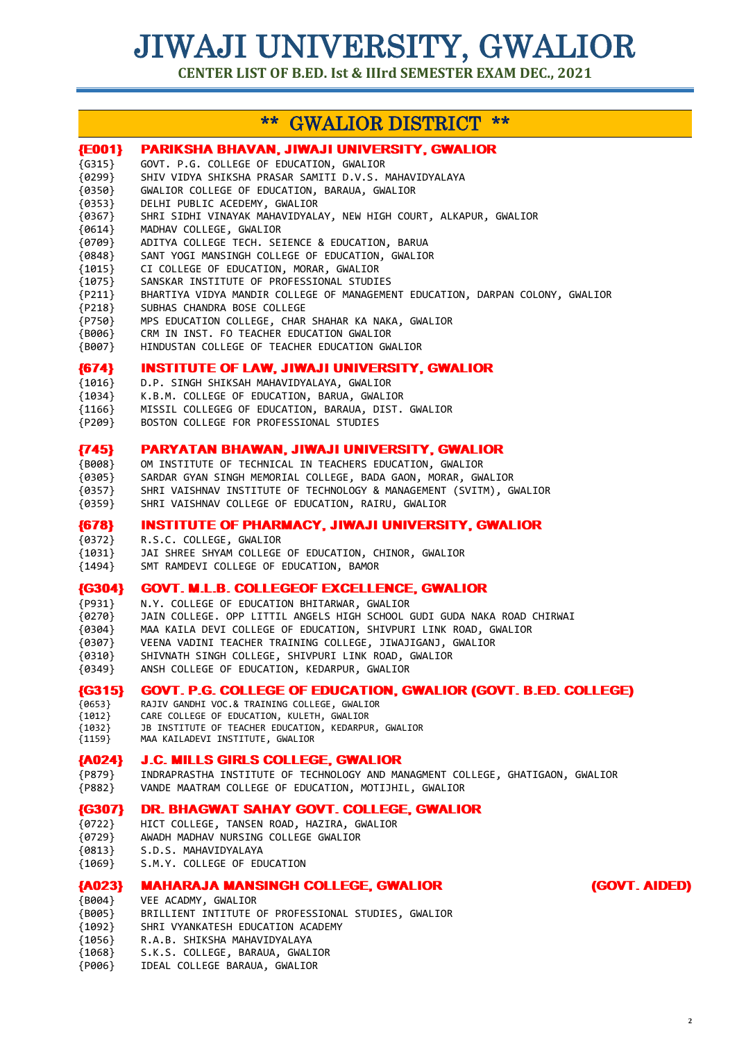# JIWAJI UNIVERSITY, GWALIOR

**CENTER LIST OF B.ED. Ist & IIIrd SEMESTER EXAM DEC., 2021**

## ** GWALIOR DISTRICT **

### {E001} PARIKSHA BHAVAN, JIWAJI UNIVERSITY, GWALIOR

{G315} GOVT. P.G. COLLEGE OF EDUCATION, GWALIOR
{0299} SHIV VIDYA SHIKSHA PRASAR SAMITI D.V.S. MAHAVIDYALAYA
{0350} GWALIOR COLLEGE OF EDUCATION, BARAUA, GWALIOR
{0353} DELHI PUBLIC ACEDEMY, GWALIOR
{0367} SHRI SIDHI VINAYAK MAHAVIDYALAY, NEW HIGH COURT, ALKAPUR, GWALIOR
{0614} MADHAV COLLEGE, GWALIOR
{0709} ADITYA COLLEGE TECH. SEIENCE & EDUCATION, BARUA
{0848} SANT YOGI MANSINGH COLLEGE OF EDUCATION, GWALIOR
{1015} CI COLLEGE OF EDUCATION, MORAR, GWALIOR
{1075} SANSKAR INSTITUTE OF PROFESSIONAL STUDIES
{P211} BHARTIYA VIDYA MANDIR COLLEGE OF MANAGEMENT EDUCATION, DARPAN COLONY, GWALIOR
{P218} SUBHAS CHANDRA BOSE COLLEGE
{P750} MPS EDUCATION COLLEGE, CHAR SHAHAR KA NAKA, GWALIOR
{B006} CRM IN INST. FO TEACHER EDUCATION GWALIOR
{B007} HINDUSTAN COLLEGE OF TEACHER EDUCATION GWALIOR

### {674} INSTITUTE OF LAW, JIWAJI UNIVERSITY, GWALIOR

{1016} D.P. SINGH SHIKSAH MAHAVIDYALAYA, GWALIOR
{1034} K.B.M. COLLEGE OF EDUCATION, BARUA, GWALIOR
{1166} MISSIL COLLEGEG OF EDUCATION, BARAUA, DIST. GWALIOR
{P209} BOSTON COLLEGE FOR PROFESSIONAL STUDIES

### {745} PARYATAN BHAWAN, JIWAJI UNIVERSITY, GWALIOR

{B008} OM INSTITUTE OF TECHNICAL IN TEACHERS EDUCATION, GWALIOR
{0305} SARDAR GYAN SINGH MEMORIAL COLLEGE, BADA GAON, MORAR, GWALIOR
{0357} SHRI VAISHNAV INSTITUTE OF TECHNOLOGY & MANAGEMENT (SVITM), GWALIOR
{0359} SHRI VAISHNAV COLLEGE OF EDUCATION, RAIRU, GWALIOR

### {678} INSTITUTE OF PHARMACY, JIWAJI UNIVERSITY, GWALIOR

{0372} R.S.C. COLLEGE, GWALIOR
{1031} JAI SHREE SHYAM COLLEGE OF EDUCATION, CHINOR, GWALIOR
{1494} SMT RAMDEVI COLLEGE OF EDUCATION, BAMOR

### {G304} GOVT. M.L.B. COLLEGEOF EXCELLENCE, GWALIOR

{P931} N.Y. COLLEGE OF EDUCATION BHITARWAR, GWALIOR
{0270} JAIN COLLEGE. OPP LITTIL ANGELS HIGH SCHOOL GUDI GUDA NAKA ROAD CHIRWAI
{0304} MAA KAILA DEVI COLLEGE OF EDUCATION, SHIVPURI LINK ROAD, GWALIOR
{0307} VEENA VADINI TEACHER TRAINING COLLEGE, JIWAJIGANJ, GWALIOR
{0310} SHIVNATH SINGH COLLEGE, SHIVPURI LINK ROAD, GWALIOR
{0349} ANSH COLLEGE OF EDUCATION, KEDARPUR, GWALIOR

### {G315} GOVT. P.G. COLLEGE OF EDUCATION, GWALIOR (GOVT. B.ED. COLLEGE)

{0653} RAJIV GANDHI VOC.& TRAINING COLLEGE, GWALIOR
{1012} CARE COLLEGE OF EDUCATION, KULETH, GWALIOR
{1032} JB INSTITUTE OF TEACHER EDUCATION, KEDARPUR, GWALIOR
{1159} MAA KAILADEVI INSTITUTE, GWALIOR

### {A024} J.C. MILLS GIRLS COLLEGE, GWALIOR

{P879} INDRAPRASTHA INSTITUTE OF TECHNOLOGY AND MANAGMENT COLLEGE, GHATIGAON, GWALIOR
{P882} VANDE MAATRAM COLLEGE OF EDUCATION, MOTIJHIL, GWALIOR

### {G307} DR. BHAGWAT SAHAY GOVT. COLLEGE, GWALIOR

{0722} HICT COLLEGE, TANSEN ROAD, HAZIRA, GWALIOR
{0729} AWADH MADHAV NURSING COLLEGE GWALIOR
{0813} S.D.S. MAHAVIDYALAYA
{1069} S.M.Y. COLLEGE OF EDUCATION

### {A023} MAHARAJA MANSINGH COLLEGE, GWALIOR (GOVT. AIDED)

{B004} VEE ACADMY, GWALIOR
{B005} BRILLIENT INTITUTE OF PROFESSIONAL STUDIES, GWALIOR
{1092} SHRI VYANKATESH EDUCATION ACADEMY
{1056} R.A.B. SHIKSHA MAHAVIDYALAYA
{1068} S.K.S. COLLEGE, BARAUA, GWALIOR
{P006} IDEAL COLLEGE BARAUA, GWALIOR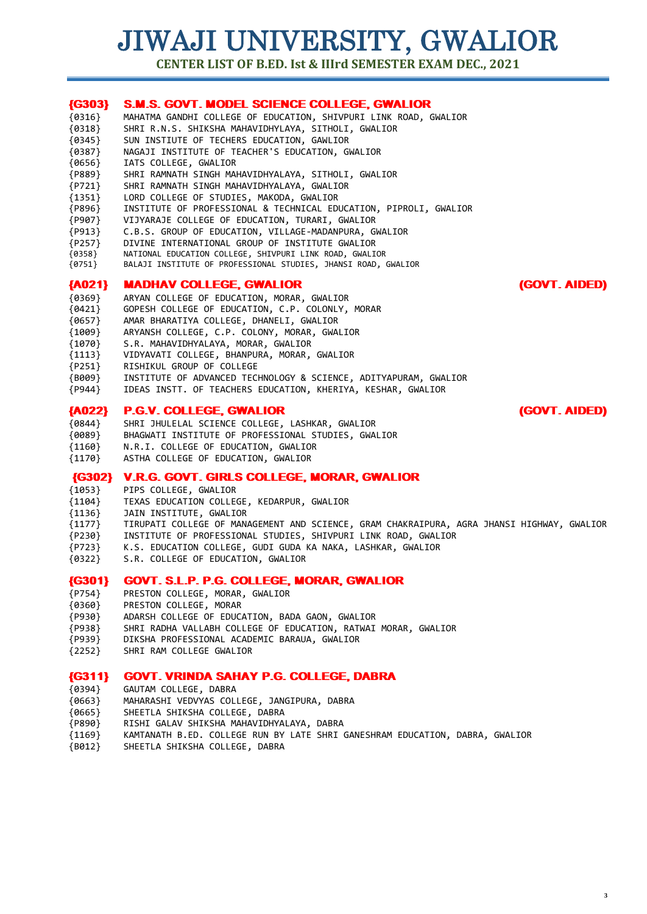# JIWAJI UNIVERSITY, GWALIOR

**CENTER LIST OF B.ED. Ist & IIIrd SEMESTER EXAM DEC., 2021**

### {G303} S.M.S. GOVT. MODEL SCIENCE COLLEGE, GWALIOR

{0316} MAHATMA GANDHI COLLEGE OF EDUCATION, SHIVPURI LINK ROAD, GWALIOR
{0318} SHRI R.N.S. SHIKSHA MAHAVIDHYLAYA, SITHOLI, GWALIOR
{0345} SUN INSTIUTE OF TECHERS EDUCATION, GAWLIOR
{0387} NAGAJI INSTITUTE OF TEACHER'S EDUCATION, GWALIOR
{0656} IATS COLLEGE, GWALIOR
{P889} SHRI RAMNATH SINGH MAHAVIDHYALAYA, SITHOLI, GWALIOR
{P721} SHRI RAMNATH SINGH MAHAVIDHYALAYA, GWALIOR
{1351} LORD COLLEGE OF STUDIES, MAKODA, GWALIOR
{P896} INSTITUTE OF PROFESSIONAL & TECHNICAL EDUCATION, PIPROLI, GWALIOR
{P907} VIJYARAJE COLLEGE OF EDUCATION, TURARI, GWALIOR
{P913} C.B.S. GROUP OF EDUCATION, VILLAGE-MADANPURA, GWALIOR
{P257} DIVINE INTERNATIONAL GROUP OF INSTITUTE GWALIOR
{0358} NATIONAL EDUCATION COLLEGE, SHIVPURI LINK ROAD, GWALIOR
{0751} BALAJI INSTITUTE OF PROFESSIONAL STUDIES, JHANSI ROAD, GWALIOR

### {A021} MADHAV COLLEGE, GWALIOR (GOVT. AIDED)

{0369} ARYAN COLLEGE OF EDUCATION, MORAR, GWALIOR
{0421} GOPESH COLLEGE OF EDUCATION, C.P. COLONLY, MORAR
{0657} AMAR BHARATIYA COLLEGE, DHANELI, GWALIOR
{1009} ARYANSH COLLEGE, C.P. COLONY, MORAR, GWALIOR
{1070} S.R. MAHAVIDHYALAYA, MORAR, GWALIOR
{1113} VIDYAVATI COLLEGE, BHANPURA, MORAR, GWALIOR
{P251} RISHIKUL GROUP OF COLLEGE
{B009} INSTITUTE OF ADVANCED TECHNOLOGY & SCIENCE, ADITYAPURAM, GWALIOR
{P944} IDEAS INSTT. OF TEACHERS EDUCATION, KHERIYA, KESHAR, GWALIOR

### {A022} P.G.V. COLLEGE, GWALIOR (GOVT. AIDED)

{0844} SHRI JHULELAL SCIENCE COLLEGE, LASHKAR, GWALIOR
{0089} BHAGWATI INSTITUTE OF PROFESSIONAL STUDIES, GWALIOR
{1160} N.R.I. COLLEGE OF EDUCATION, GWALIOR
{1170} ASTHA COLLEGE OF EDUCATION, GWALIOR

### {G302} V.R.G. GOVT. GIRLS COLLEGE, MORAR, GWALIOR

{1053} PIPS COLLEGE, GWALIOR
{1104} TEXAS EDUCATION COLLEGE, KEDARPUR, GWALIOR
{1136} JAIN INSTITUTE, GWALIOR
{1177} TIRUPATI COLLEGE OF MANAGEMENT AND SCIENCE, GRAM CHAKRAIPURA, AGRA JHANSI HIGHWAY, GWALIOR
{P230} INSTITUTE OF PROFESSIONAL STUDIES, SHIVPURI LINK ROAD, GWALIOR
{P723} K.S. EDUCATION COLLEGE, GUDI GUDA KA NAKA, LASHKAR, GWALIOR
{0322} S.R. COLLEGE OF EDUCATION, GWALIOR

### {G301} GOVT. S.L.P. P.G. COLLEGE, MORAR, GWALIOR

{P754} PRESTON COLLEGE, MORAR, GWALIOR
{0360} PRESTON COLLEGE, MORAR
{P930} ADARSH COLLEGE OF EDUCATION, BADA GAON, GWALIOR
{P938} SHRI RADHA VALLABH COLLEGE OF EDUCATION, RATWAI MORAR, GWALIOR
{P939} DIKSHA PROFESSIONAL ACADEMIC BARAUA, GWALIOR
{2252} SHRI RAM COLLEGE GWALIOR

### {G311} GOVT. VRINDA SAHAY P.G. COLLEGE, DABRA

{0394} GAUTAM COLLEGE, DABRA
{0663} MAHARASHI VEDVYAS COLLEGE, JANGIPURA, DABRA
{0665} SHEETLA SHIKSHA COLLEGE, DABRA
{P890} RISHI GALAV SHIKSHA MAHAVIDHYALAYA, DABRA
{1169} KAMTANATH B.ED. COLLEGE RUN BY LATE SHRI GANESHRAM EDUCATION, DABRA, GWALIOR
{B012} SHEETLA SHIKSHA COLLEGE, DABRA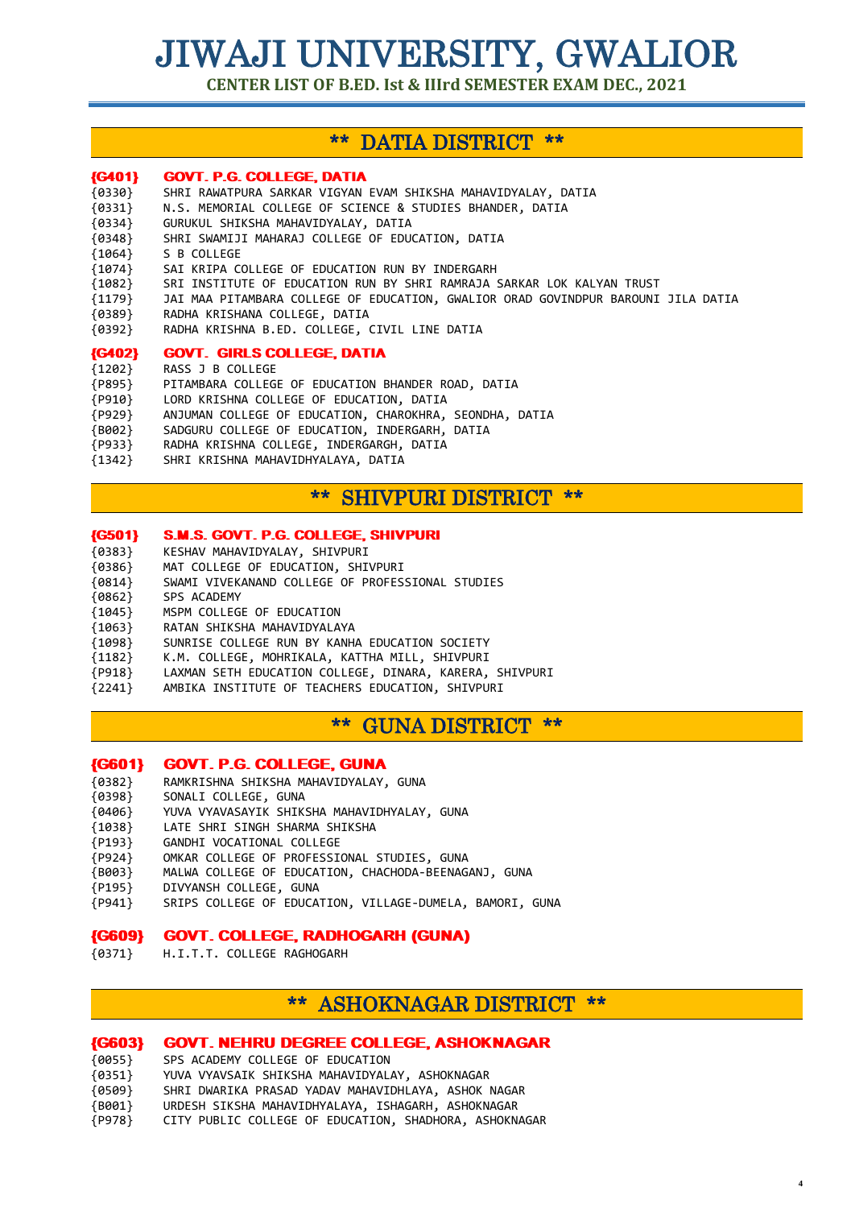# JIWAJI UNIVERSITY, GWALIOR

**CENTER LIST OF B.ED. Ist & IIIrd SEMESTER EXAM DEC., 2021**

## ** DATIA DISTRICT **

### {G401} GOVT. P.G. COLLEGE, DATIA

{0330} SHRI RAWATPURA SARKAR VIGYAN EVAM SHIKSHA MAHAVIDYALAY, DATIA
{0331} N.S. MEMORIAL COLLEGE OF SCIENCE & STUDIES BHANDER, DATIA
{0334} GURUKUL SHIKSHA MAHAVIDYALAY, DATIA
{0348} SHRI SWAMIJI MAHARAJ COLLEGE OF EDUCATION, DATIA
{1064} S B COLLEGE
{1074} SAI KRIPA COLLEGE OF EDUCATION RUN BY INDERGARH
{1082} SRI INSTITUTE OF EDUCATION RUN BY SHRI RAMRAJA SARKAR LOK KALYAN TRUST
{1179} JAI MAA PITAMBARA COLLEGE OF EDUCATION, GWALIOR ORAD GOVINDPUR BAROUNI JILA DATIA
{0389} RADHA KRISHANA COLLEGE, DATIA
{0392} RADHA KRISHNA B.ED. COLLEGE, CIVIL LINE DATIA

### {G402} GOVT. GIRLS COLLEGE, DATIA

{1202} RASS J B COLLEGE
{P895} PITAMBARA COLLEGE OF EDUCATION BHANDER ROAD, DATIA
{P910} LORD KRISHNA COLLEGE OF EDUCATION, DATIA
{P929} ANJUMAN COLLEGE OF EDUCATION, CHAROKHRA, SEONDHA, DATIA
{B002} SADGURU COLLEGE OF EDUCATION, INDERGARH, DATIA
{P933} RADHA KRISHNA COLLEGE, INDERGARGH, DATIA
{1342} SHRI KRISHNA MAHAVIDHYALAYA, DATIA

## ** SHIVPURI DISTRICT **

### {G501} S.M.S. GOVT. P.G. COLLEGE, SHIVPURI

{0383} KESHAV MAHAVIDYALAY, SHIVPURI
{0386} MAT COLLEGE OF EDUCATION, SHIVPURI
{0814} SWAMI VIVEKANAND COLLEGE OF PROFESSIONAL STUDIES
{0862} SPS ACADEMY
{1045} MSPM COLLEGE OF EDUCATION
{1063} RATAN SHIKSHA MAHAVIDYALAYA
{1098} SUNRISE COLLEGE RUN BY KANHA EDUCATION SOCIETY
{1182} K.M. COLLEGE, MOHRIKALA, KATTHA MILL, SHIVPURI
{P918} LAXMAN SETH EDUCATION COLLEGE, DINARA, KARERA, SHIVPURI
{2241} AMBIKA INSTITUTE OF TEACHERS EDUCATION, SHIVPURI

## ** GUNA DISTRICT **

### {G601} GOVT. P.G. COLLEGE, GUNA

{0382} RAMKRISHNA SHIKSHA MAHAVIDYALAY, GUNA
{0398} SONALI COLLEGE, GUNA
{0406} YUVA VYAVASAYIK SHIKSHA MAHAVIDHYALAY, GUNA
{1038} LATE SHRI SINGH SHARMA SHIKSHA
{P193} GANDHI VOCATIONAL COLLEGE
{P924} OMKAR COLLEGE OF PROFESSIONAL STUDIES, GUNA
{B003} MALWA COLLEGE OF EDUCATION, CHACHODA-BEENAGANJ, GUNA
{P195} DIVYANSH COLLEGE, GUNA
{P941} SRIPS COLLEGE OF EDUCATION, VILLAGE-DUMELA, BAMORI, GUNA

### {G609} GOVT. COLLEGE, RADHOGARH (GUNA)

{0371} H.I.T.T. COLLEGE RAGHOGARH

## ** ASHOKNAGAR DISTRICT **

### {G603} GOVT. NEHRU DEGREE COLLEGE, ASHOKNAGAR

{0055} SPS ACADEMY COLLEGE OF EDUCATION
{0351} YUVA VYAVSAIK SHIKSHA MAHAVIDYALAY, ASHOKNAGAR
{0509} SHRI DWARIKA PRASAD YADAV MAHAVIDHLAYA, ASHOK NAGAR
{B001} URDESH SIKSHA MAHAVIDHYALAYA, ISHAGARH, ASHOKNAGAR
{P978} CITY PUBLIC COLLEGE OF EDUCATION, SHADHORA, ASHOKNAGAR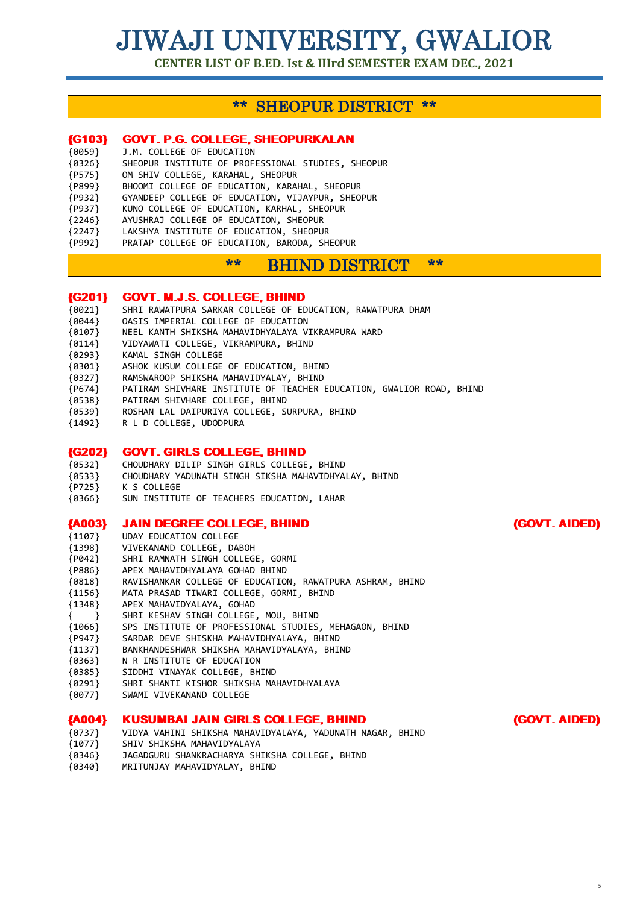# JIWAJI UNIVERSITY, GWALIOR

**CENTER LIST OF B.ED. Ist & IIIrd SEMESTER EXAM DEC., 2021**

## ** SHEOPUR DISTRICT **

### {G103} GOVT. P.G. COLLEGE, SHEOPURKALAN

{0059} J.M. COLLEGE OF EDUCATION
{0326} SHEOPUR INSTITUTE OF PROFESSIONAL STUDIES, SHEOPUR
{P575} OM SHIV COLLEGE, KARAHAL, SHEOPUR
{P899} BHOOMI COLLEGE OF EDUCATION, KARAHAL, SHEOPUR
{P932} GYANDEEP COLLEGE OF EDUCATION, VIJAYPUR, SHEOPUR
{P937} KUNO COLLEGE OF EDUCATION, KARHAL, SHEOPUR
{2246} AYUSHRAJ COLLEGE OF EDUCATION, SHEOPUR
{2247} LAKSHYA INSTITUTE OF EDUCATION, SHEOPUR
{P992} PRATAP COLLEGE OF EDUCATION, BARODA, SHEOPUR

## ** BHIND DISTRICT **

### {G201} GOVT. M.J.S. COLLEGE, BHIND

{0021} SHRI RAWATPURA SARKAR COLLEGE OF EDUCATION, RAWATPURA DHAM
{0044} OASIS IMPERIAL COLLEGE OF EDUCATION
{0107} NEEL KANTH SHIKSHA MAHAVIDHYALAYA VIKRAMPURA WARD
{0114} VIDYAWATI COLLEGE, VIKRAMPURA, BHIND
{0293} KAMAL SINGH COLLEGE
{0301} ASHOK KUSUM COLLEGE OF EDUCATION, BHIND
{0327} RAMSWAROOP SHIKSHA MAHAVIDYALAY, BHIND
{P674} PATIRAM SHIVHARE INSTITUTE OF TEACHER EDUCATION, GWALIOR ROAD, BHIND
{0538} PATIRAM SHIVHARE COLLEGE, BHIND
{0539} ROSHAN LAL DAIPURIYA COLLEGE, SURPURA, BHIND
{1492} R L D COLLEGE, UDODPURA

### {G202} GOVT. GIRLS COLLEGE, BHIND

{0532} CHOUDHARY DILIP SINGH GIRLS COLLEGE, BHIND
{0533} CHOUDHARY YADUNATH SINGH SIKSHA MAHAVIDHYALAY, BHIND
{P725} K S COLLEGE
{0366} SUN INSTITUTE OF TEACHERS EDUCATION, LAHAR

### {A003} JAIN DEGREE COLLEGE, BHIND (GOVT. AIDED)

{1107} UDAY EDUCATION COLLEGE
{1398} VIVEKANAND COLLEGE, DABOH
{P042} SHRI RAMNATH SINGH COLLEGE, GORMI
{P886} APEX MAHAVIDHYALAYA GOHAD BHIND
{0818} RAVISHANKAR COLLEGE OF EDUCATION, RAWATPURA ASHRAM, BHIND
{1156} MATA PRASAD TIWARI COLLEGE, GORMI, BHIND
{1348} APEX MAHAVIDYALAYA, GOHAD
{ } SHRI KESHAV SINGH COLLEGE, MOU, BHIND
{1066} SPS INSTITUTE OF PROFESSIONAL STUDIES, MEHAGAON, BHIND
{P947} SARDAR DEVE SHISKHA MAHAVIDHYALAYA, BHIND
{1137} BANKHANDESHWAR SHIKSHA MAHAVIDYALAYA, BHIND
{0363} N R INSTITUTE OF EDUCATION
{0385} SIDDHI VINAYAK COLLEGE, BHIND
{0291} SHRI SHANTI KISHOR SHIKSHA MAHAVIDHYALAYA
{0077} SWAMI VIVEKANAND COLLEGE

### {A004} KUSUMBAI JAIN GIRLS COLLEGE, BHIND (GOVT. AIDED)

{0737} VIDYA VAHINI SHIKSHA MAHAVIDYALAYA, YADUNATH NAGAR, BHIND
{1077} SHIV SHIKSHA MAHAVIDYALAYA
{0346} JAGADGURU SHANKRACHARYA SHIKSHA COLLEGE, BHIND
{0340} MRITUNJAY MAHAVIDYALAY, BHIND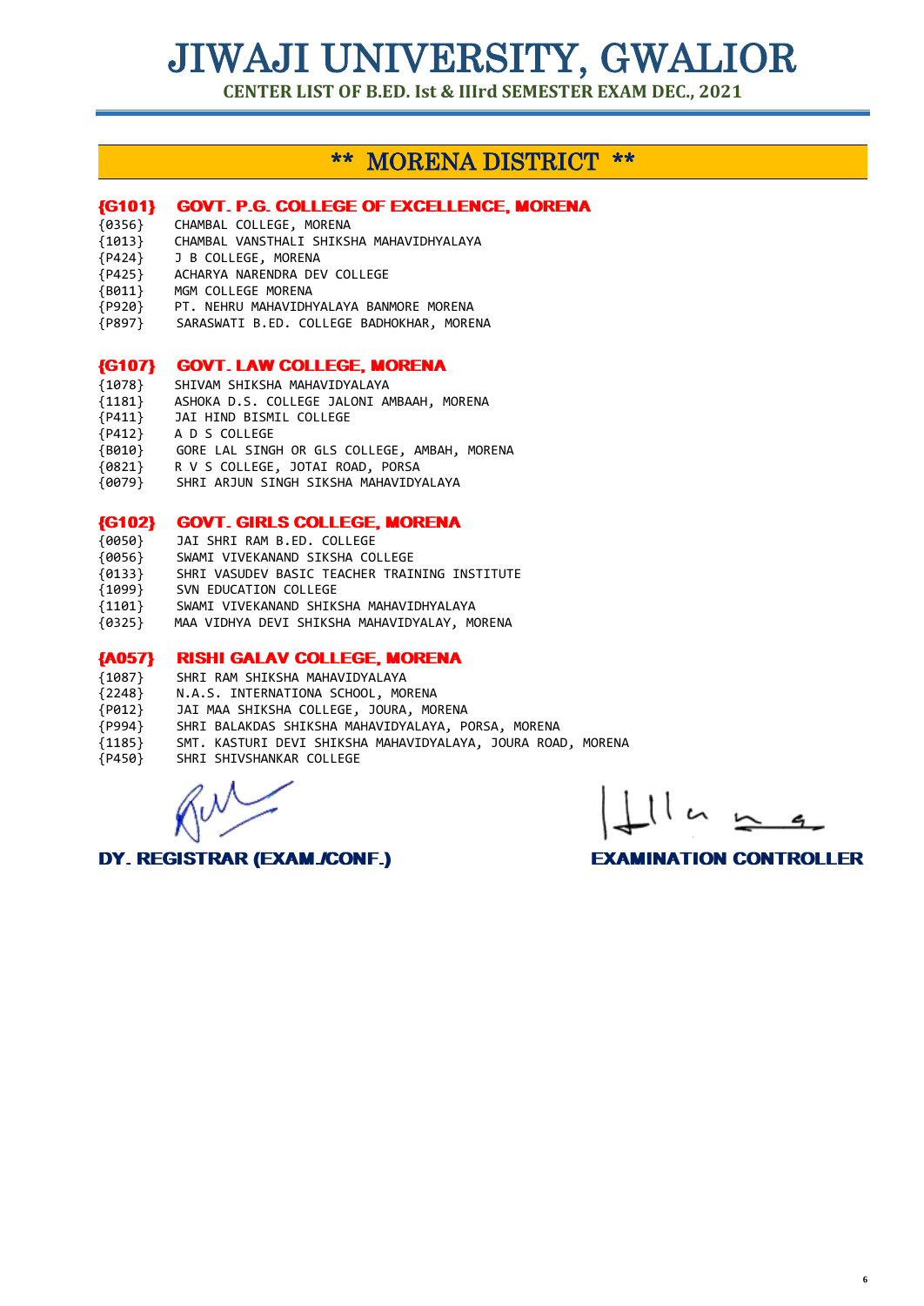# JIWAJI UNIVERSITY, GWALIOR

**CENTER LIST OF B.ED. Ist & IIIrd SEMESTER EXAM DEC., 2021**

## ** MORENA DISTRICT **

### {G101} GOVT. P.G. COLLEGE OF EXCELLENCE, MORENA

{0356} CHAMBAL COLLEGE, MORENA
{1013} CHAMBAL VANSTHALI SHIKSHA MAHAVIDHYALAYA
{P424} J B COLLEGE, MORENA
{P425} ACHARYA NARENDRA DEV COLLEGE
{B011} MGM COLLEGE MORENA
{P920} PT. NEHRU MAHAVIDHYALAYA BANMORE MORENA
{P897} SARASWATI B.ED. COLLEGE BADHOKHAR, MORENA

### {G107} GOVT. LAW COLLEGE, MORENA

{1078} SHIVAM SHIKSHA MAHAVIDYALAYA
{1181} ASHOKA D.S. COLLEGE JALONI AMBAAH, MORENA
{P411} JAI HIND BISMIL COLLEGE
{P412} A D S COLLEGE
{B010} GORE LAL SINGH OR GLS COLLEGE, AMBAH, MORENA
{0821} R V S COLLEGE, JOTAI ROAD, PORSA
{0079} SHRI ARJUN SINGH SIKSHA MAHAVIDYALAYA

### {G102} GOVT. GIRLS COLLEGE, MORENA

{0050} JAI SHRI RAM B.ED. COLLEGE
{0056} SWAMI VIVEKANAND SIKSHA COLLEGE
{0133} SHRI VASUDEV BASIC TEACHER TRAINING INSTITUTE
{1099} SVN EDUCATION COLLEGE
{1101} SWAMI VIVEKANAND SHIKSHA MAHAVIDHYALAYA
{0325} MAA VIDHYA DEVI SHIKSHA MAHAVIDYALAY, MORENA

### {A057} RISHI GALAV COLLEGE, MORENA

{1087} SHRI RAM SHIKSHA MAHAVIDYALAYA
{2248} N.A.S. INTERNATIONA SCHOOL, MORENA
{P012} JAI MAA SHIKSHA COLLEGE, JOURA, MORENA
{P994} SHRI BALAKDAS SHIKSHA MAHAVIDYALAYA, PORSA, MORENA
{1185} SMT. KASTURI DEVI SHIKSHA MAHAVIDYALAYA, JOURA ROAD, MORENA
{P450} SHRI SHIVSHANKAR COLLEGE

**DY. REGISTRAR (EXAM./CONF.)** **EXAMINATION CONTROLLER**